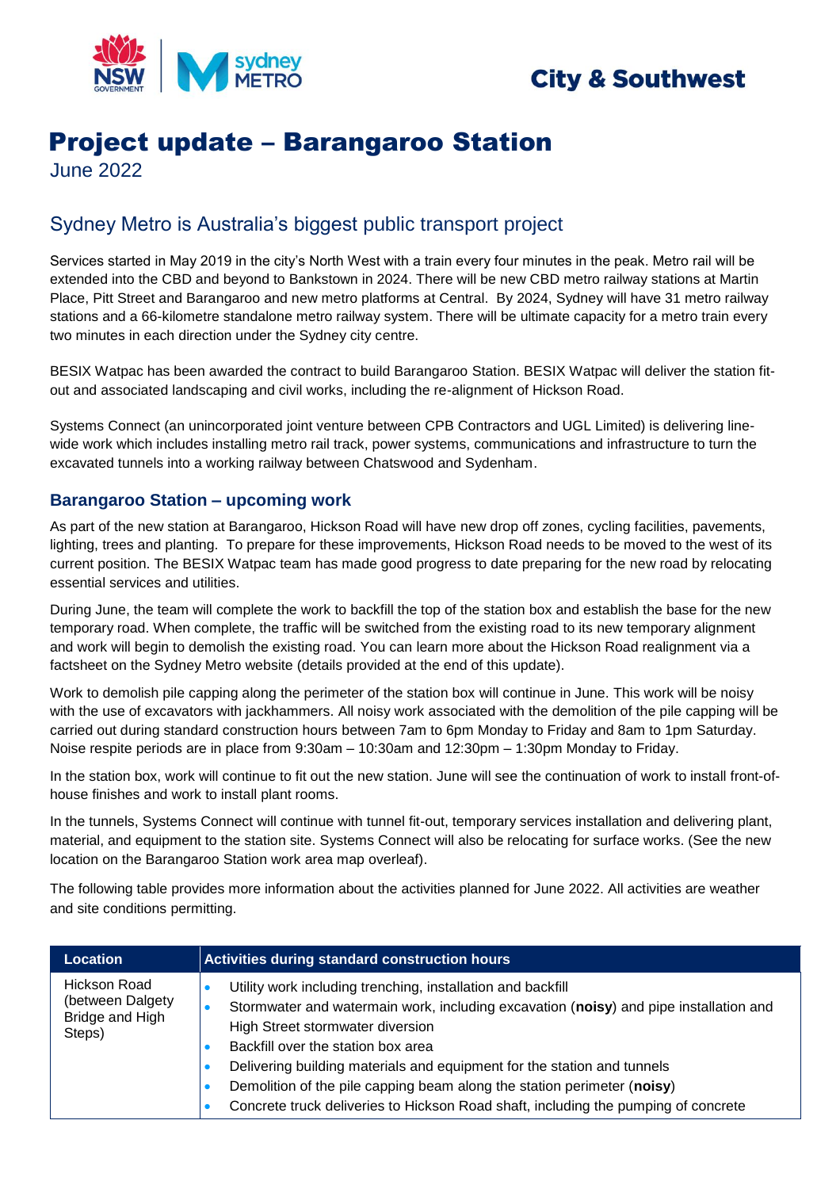City & Southwest

# Project update – Barangaroo Station

June 2022

## Sydney Metro is Australia's biggest public transport project

Services started in May 2019 in the city's North West with a train every four minutes in the peak. Metro rail will be extended into the CBD and beyond to Bankstown in 2024. There will be new CBD metro railway stations at Martin Place, Pitt Street and Barangaroo and new metro platforms at Central. By 2024, Sydney will have 31 metro railway stations and a 66-kilometre standalone metro railway system. There will be ultimate capacity for a metro train every two minutes in each direction under the Sydney city centre.

BESIX Watpac has been awarded the contract to build Barangaroo Station. BESIX Watpac will deliver the station fit-out and associated landscaping and civil works, including the re-alignment of Hickson Road.

Systems Connect (an unincorporated joint venture between CPB Contractors and UGL Limited) is delivering line-wide work which includes installing metro rail track, power systems, communications and infrastructure to turn the excavated tunnels into a working railway between Chatswood and Sydenham.

### Barangaroo Station – upcoming work

As part of the new station at Barangaroo, Hickson Road will have new drop off zones, cycling facilities, pavements, lighting, trees and planting. To prepare for these improvements, Hickson Road needs to be moved to the west of its current position. The BESIX Watpac team has made good progress to date preparing for the new road by relocating essential services and utilities.

During June, the team will complete the work to backfill the top of the station box and establish the base for the new temporary road. When complete, the traffic will be switched from the existing road to its new temporary alignment and work will begin to demolish the existing road. You can learn more about the Hickson Road realignment via a factsheet on the Sydney Metro website (details provided at the end of this update).

Work to demolish pile capping along the perimeter of the station box will continue in June. This work will be noisy with the use of excavators with jackhammers. All noisy work associated with the demolition of the pile capping will be carried out during standard construction hours between 7am to 6pm Monday to Friday and 8am to 1pm Saturday. Noise respite periods are in place from 9:30am – 10:30am and 12:30pm – 1:30pm Monday to Friday.

In the station box, work will continue to fit out the new station. June will see the continuation of work to install front-of-house finishes and work to install plant rooms.

In the tunnels, Systems Connect will continue with tunnel fit-out, temporary services installation and delivering plant, material, and equipment to the station site. Systems Connect will also be relocating for surface works. (See the new location on the Barangaroo Station work area map overleaf).

The following table provides more information about the activities planned for June 2022. All activities are weather and site conditions permitting.

| Location | Activities during standard construction hours |
|---|---|
| Hickson Road (between Dalgety Bridge and High Steps) | • Utility work including trenching, installation and backfill<br>• Stormwater and watermain work, including excavation (**noisy**) and pipe installation and High Street stormwater diversion<br>• Backfill over the station box area<br>• Delivering building materials and equipment for the station and tunnels<br>• Demolition of the pile capping beam along the station perimeter (**noisy**)<br>• Concrete truck deliveries to Hickson Road shaft, including the pumping of concrete |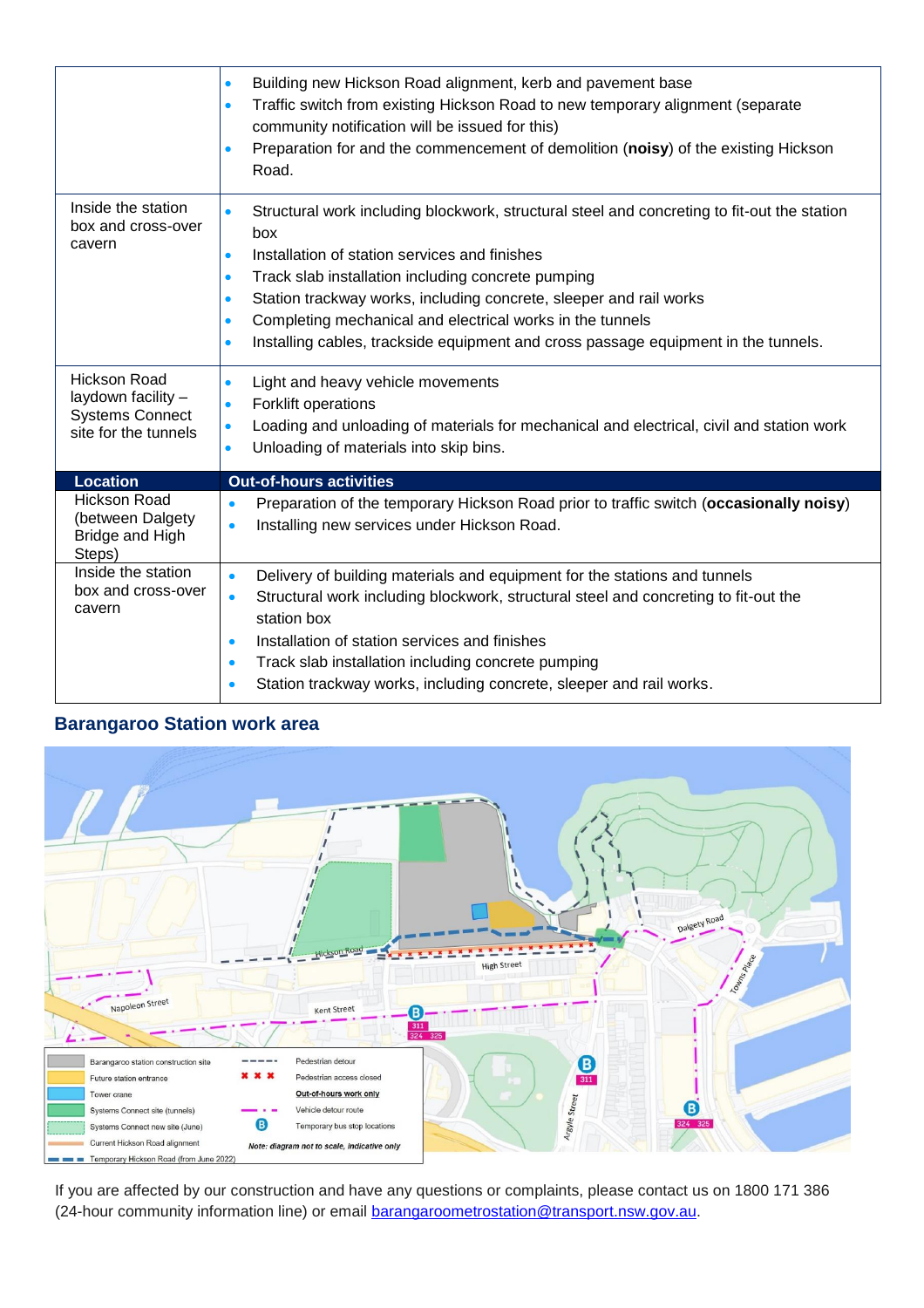| | |
|---|---|
| | • Building new Hickson Road alignment, kerb and pavement base<br>• Traffic switch from existing Hickson Road to new temporary alignment (separate community notification will be issued for this)<br>• Preparation for and the commencement of demolition (**noisy**) of the existing Hickson Road. |
| Inside the station box and cross-over cavern | • Structural work including blockwork, structural steel and concreting to fit-out the station box<br>• Installation of station services and finishes<br>• Track slab installation including concrete pumping<br>• Station trackway works, including concrete, sleeper and rail works<br>• Completing mechanical and electrical works in the tunnels<br>• Installing cables, trackside equipment and cross passage equipment in the tunnels. |
| Hickson Road laydown facility – Systems Connect site for the tunnels | • Light and heavy vehicle movements<br>• Forklift operations<br>• Loading and unloading of materials for mechanical and electrical, civil and station work<br>• Unloading of materials into skip bins. |

| Location | Out-of-hours activities |
|---|---|
| Hickson Road (between Dalgety Bridge and High Steps) | • Preparation of the temporary Hickson Road prior to traffic switch (**occasionally noisy**)<br>• Installing new services under Hickson Road. |
| Inside the station box and cross-over cavern | • Delivery of building materials and equipment for the stations and tunnels<br>• Structural work including blockwork, structural steel and concreting to fit-out the station box<br>• Installation of station services and finishes<br>• Track slab installation including concrete pumping<br>• Station trackway works, including concrete, sleeper and rail works. |

## Barangaroo Station work area

If you are affected by our construction and have any questions or complaints, please contact us on 1800 171 386 (24-hour community information line) or email [barangaroometrostation@transport.nsw.gov.au](mailto:barangaroometrostation@transport.nsw.gov.au).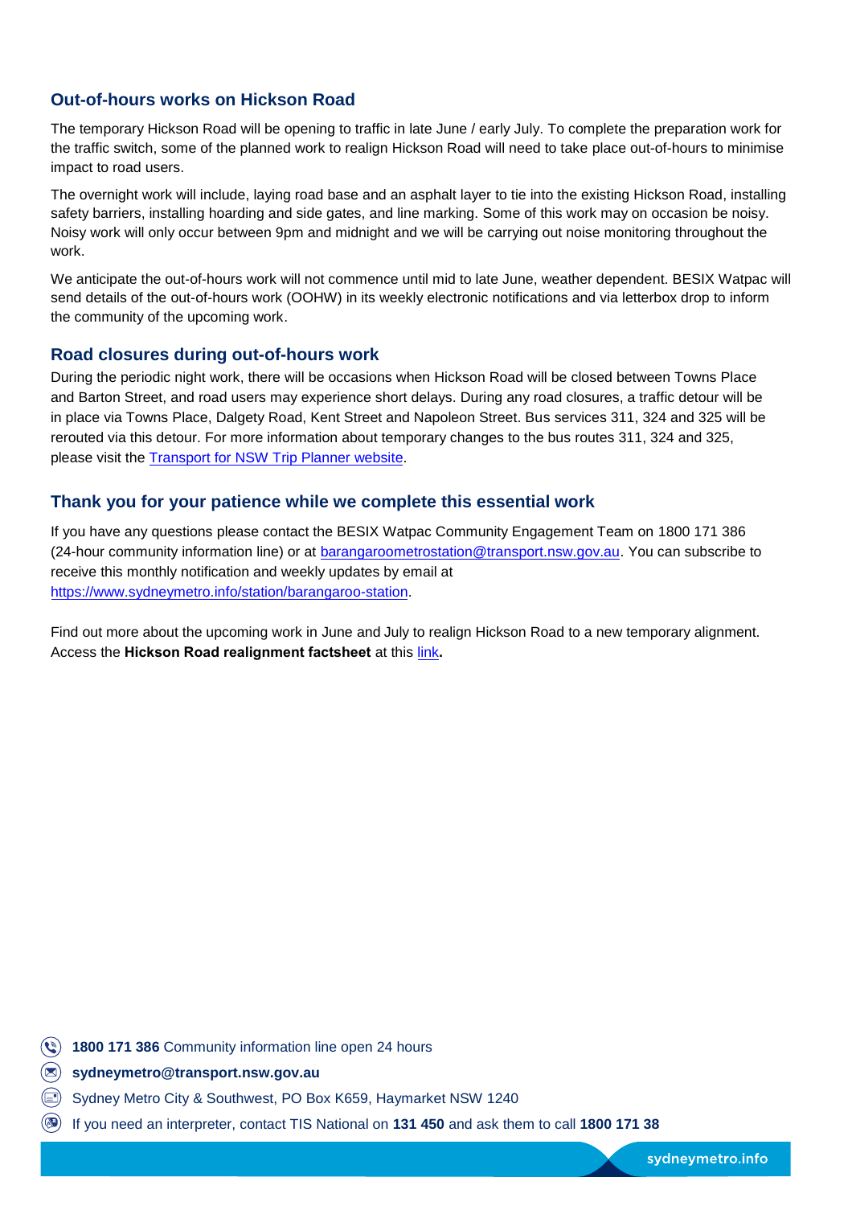## Out-of-hours works on Hickson Road

The temporary Hickson Road will be opening to traffic in late June / early July. To complete the preparation work for the traffic switch, some of the planned work to realign Hickson Road will need to take place out-of-hours to minimise impact to road users.

The overnight work will include, laying road base and an asphalt layer to tie into the existing Hickson Road, installing safety barriers, installing hoarding and side gates, and line marking. Some of this work may on occasion be noisy. Noisy work will only occur between 9pm and midnight and we will be carrying out noise monitoring throughout the work.

We anticipate the out-of-hours work will not commence until mid to late June, weather dependent. BESIX Watpac will send details of the out-of-hours work (OOHW) in its weekly electronic notifications and via letterbox drop to inform the community of the upcoming work.

## Road closures during out-of-hours work

During the periodic night work, there will be occasions when Hickson Road will be closed between Towns Place and Barton Street, and road users may experience short delays. During any road closures, a traffic detour will be in place via Towns Place, Dalgety Road, Kent Street and Napoleon Street. Bus services 311, 324 and 325 will be rerouted via this detour. For more information about temporary changes to the bus routes 311, 324 and 325, please visit the Transport for NSW Trip Planner website.

## Thank you for your patience while we complete this essential work

If you have any questions please contact the BESIX Watpac Community Engagement Team on 1800 171 386 (24-hour community information line) or at barangaroometrostation@transport.nsw.gov.au. You can subscribe to receive this monthly notification and weekly updates by email at https://www.sydneymetro.info/station/barangaroo-station.

Find out more about the upcoming work in June and July to realign Hickson Road to a new temporary alignment. Access the **Hickson Road realignment factsheet** at this link**.**

**1800 171 386** Community information line open 24 hours

**sydneymetro@transport.nsw.gov.au**

Sydney Metro City & Southwest, PO Box K659, Haymarket NSW 1240

If you need an interpreter, contact TIS National on **131 450** and ask them to call **1800 171 38**

sydneymetro.info